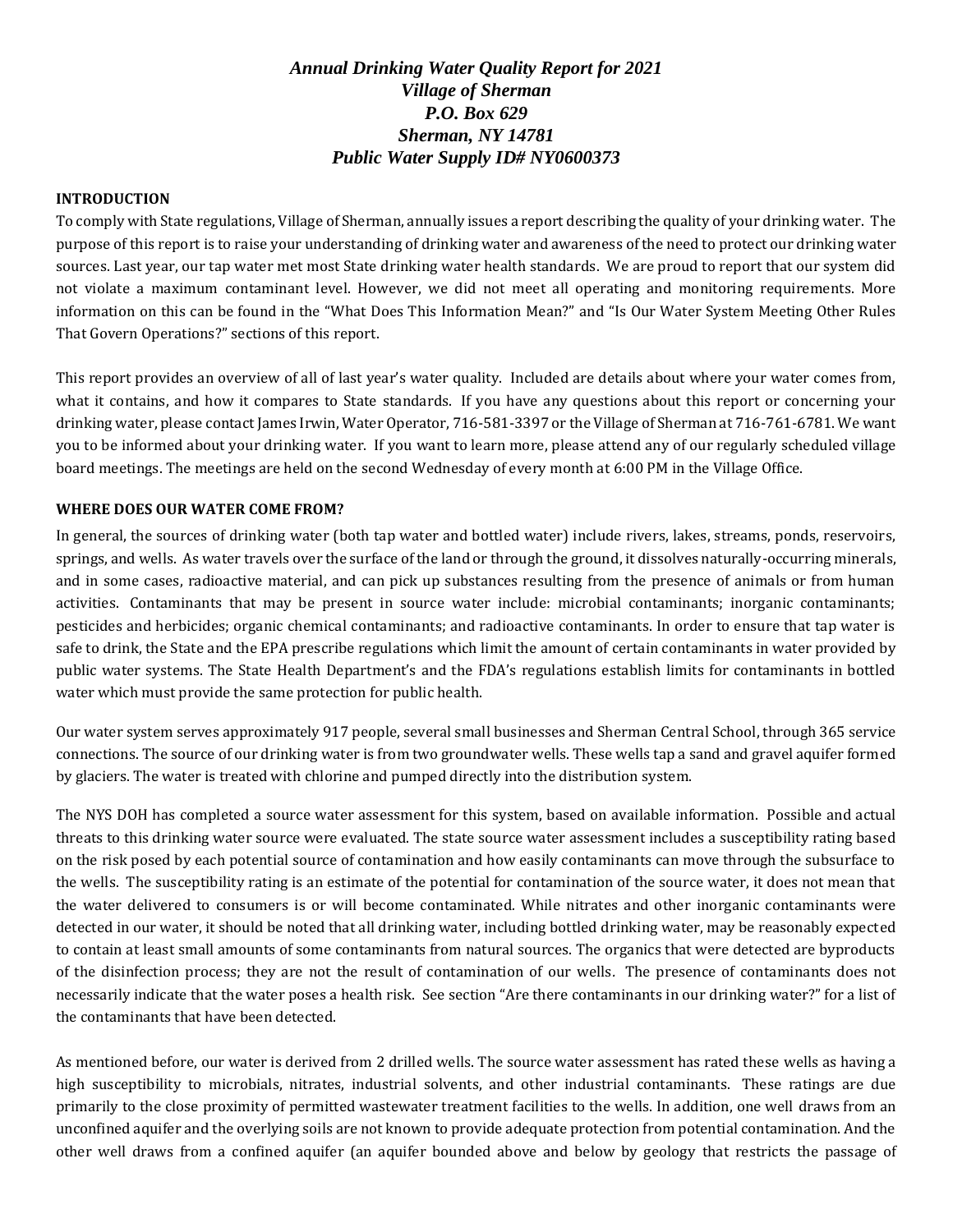# *Annual Drinking Water Quality Report for 2021*
## *Village of Sherman*
## *P.O. Box 629*
## *Sherman, NY 14781*
## *Public Water Supply ID# NY0600373*

**INTRODUCTION**

To comply with State regulations, Village of Sherman, annually issues a report describing the quality of your drinking water. The purpose of this report is to raise your understanding of drinking water and awareness of the need to protect our drinking water sources. Last year, our tap water met most State drinking water health standards. We are proud to report that our system did not violate a maximum contaminant level. However, we did not meet all operating and monitoring requirements. More information on this can be found in the "What Does This Information Mean?" and "Is Our Water System Meeting Other Rules That Govern Operations?" sections of this report.

This report provides an overview of all of last year's water quality. Included are details about where your water comes from, what it contains, and how it compares to State standards. If you have any questions about this report or concerning your drinking water, please contact James Irwin, Water Operator, 716-581-3397 or the Village of Sherman at 716-761-6781. We want you to be informed about your drinking water. If you want to learn more, please attend any of our regularly scheduled village board meetings. The meetings are held on the second Wednesday of every month at 6:00 PM in the Village Office.

**WHERE DOES OUR WATER COME FROM?**

In general, the sources of drinking water (both tap water and bottled water) include rivers, lakes, streams, ponds, reservoirs, springs, and wells. As water travels over the surface of the land or through the ground, it dissolves naturally-occurring minerals, and in some cases, radioactive material, and can pick up substances resulting from the presence of animals or from human activities. Contaminants that may be present in source water include: microbial contaminants; inorganic contaminants; pesticides and herbicides; organic chemical contaminants; and radioactive contaminants. In order to ensure that tap water is safe to drink, the State and the EPA prescribe regulations which limit the amount of certain contaminants in water provided by public water systems. The State Health Department's and the FDA's regulations establish limits for contaminants in bottled water which must provide the same protection for public health.

Our water system serves approximately 917 people, several small businesses and Sherman Central School, through 365 service connections. The source of our drinking water is from two groundwater wells. These wells tap a sand and gravel aquifer formed by glaciers. The water is treated with chlorine and pumped directly into the distribution system.

The NYS DOH has completed a source water assessment for this system, based on available information. Possible and actual threats to this drinking water source were evaluated. The state source water assessment includes a susceptibility rating based on the risk posed by each potential source of contamination and how easily contaminants can move through the subsurface to the wells. The susceptibility rating is an estimate of the potential for contamination of the source water, it does not mean that the water delivered to consumers is or will become contaminated. While nitrates and other inorganic contaminants were detected in our water, it should be noted that all drinking water, including bottled drinking water, may be reasonably expected to contain at least small amounts of some contaminants from natural sources. The organics that were detected are byproducts of the disinfection process; they are not the result of contamination of our wells. The presence of contaminants does not necessarily indicate that the water poses a health risk. See section "Are there contaminants in our drinking water?" for a list of the contaminants that have been detected.

As mentioned before, our water is derived from 2 drilled wells. The source water assessment has rated these wells as having a high susceptibility to microbials, nitrates, industrial solvents, and other industrial contaminants. These ratings are due primarily to the close proximity of permitted wastewater treatment facilities to the wells. In addition, one well draws from an unconfined aquifer and the overlying soils are not known to provide adequate protection from potential contamination. And the other well draws from a confined aquifer (an aquifer bounded above and below by geology that restricts the passage of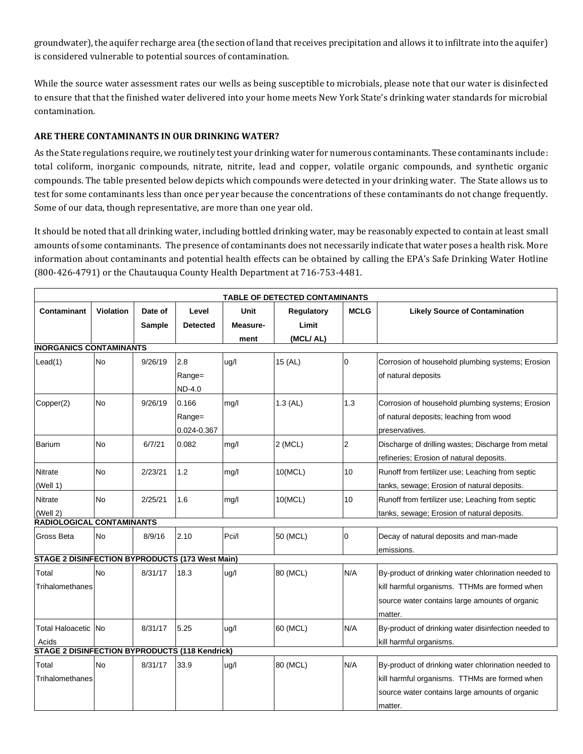groundwater), the aquifer recharge area (the section of land that receives precipitation and allows it to infiltrate into the aquifer) is considered vulnerable to potential sources of contamination.

While the source water assessment rates our wells as being susceptible to microbials, please note that our water is disinfected to ensure that that the finished water delivered into your home meets New York State's drinking water standards for microbial contamination.

### ARE THERE CONTAMINANTS IN OUR DRINKING WATER?

As the State regulations require, we routinely test your drinking water for numerous contaminants. These contaminants include: total coliform, inorganic compounds, nitrate, nitrite, lead and copper, volatile organic compounds, and synthetic organic compounds. The table presented below depicts which compounds were detected in your drinking water. The State allows us to test for some contaminants less than once per year because the concentrations of these contaminants do not change frequently. Some of our data, though representative, are more than one year old.

It should be noted that all drinking water, including bottled drinking water, may be reasonably expected to contain at least small amounts of some contaminants. The presence of contaminants does not necessarily indicate that water poses a health risk. More information about contaminants and potential health effects can be obtained by calling the EPA's Safe Drinking Water Hotline (800-426-4791) or the Chautauqua County Health Department at 716-753-4481.

| TABLE OF DETECTED CONTAMINANTS | | | | | | | |
|---|---|---|---|---|---|---|---|
| **Contaminant** | **Violation** | **Date of Sample** | **Level Detected** | **Unit Measure-ment** | **Regulatory Limit (MCL/ AL)** | **MCLG** | **Likely Source of Contamination** |
| **INORGANICS CONTAMINANTS** | | | | | | | |
| Lead(1) | No | 9/26/19 | 2.8 Range= ND-4.0 | ug/l | 15 (AL) | 0 | Corrosion of household plumbing systems; Erosion of natural deposits |
| Copper(2) | No | 9/26/19 | 0.166 Range= 0.024-0.367 | mg/l | 1.3 (AL) | 1.3 | Corrosion of household plumbing systems; Erosion of natural deposits; leaching from wood preservatives. |
| Barium | No | 6/7/21 | 0.082 | mg/l | 2 (MCL) | 2 | Discharge of drilling wastes; Discharge from metal refineries; Erosion of natural deposits. |
| Nitrate (Well 1) | No | 2/23/21 | 1.2 | mg/l | 10(MCL) | 10 | Runoff from fertilizer use; Leaching from septic tanks, sewage; Erosion of natural deposits. |
| Nitrate (Well 2) | No | 2/25/21 | 1.6 | mg/l | 10(MCL) | 10 | Runoff from fertilizer use; Leaching from septic tanks, sewage; Erosion of natural deposits. |
| **RADIOLOGICAL CONTAMINANTS** | | | | | | | |
| Gross Beta | No | 8/9/16 | 2.10 | Pci/l | 50 (MCL) | 0 | Decay of natural deposits and man-made emissions. |
| **STAGE 2 DISINFECTION BYPRODUCTS (173 West Main)** | | | | | | | |
| Total Trihalomethanes | No | 8/31/17 | 18.3 | ug/l | 80 (MCL) | N/A | By-product of drinking water chlorination needed to kill harmful organisms. TTHMs are formed when source water contains large amounts of organic matter. |
| Total Haloacetic Acids | No | 8/31/17 | 5.25 | ug/l | 60 (MCL) | N/A | By-product of drinking water disinfection needed to kill harmful organisms. |
| **STAGE 2 DISINFECTION BYPRODUCTS (118 Kendrick)** | | | | | | | |
| Total Trihalomethanes | No | 8/31/17 | 33.9 | ug/l | 80 (MCL) | N/A | By-product of drinking water chlorination needed to kill harmful organisms. TTHMs are formed when source water contains large amounts of organic matter. |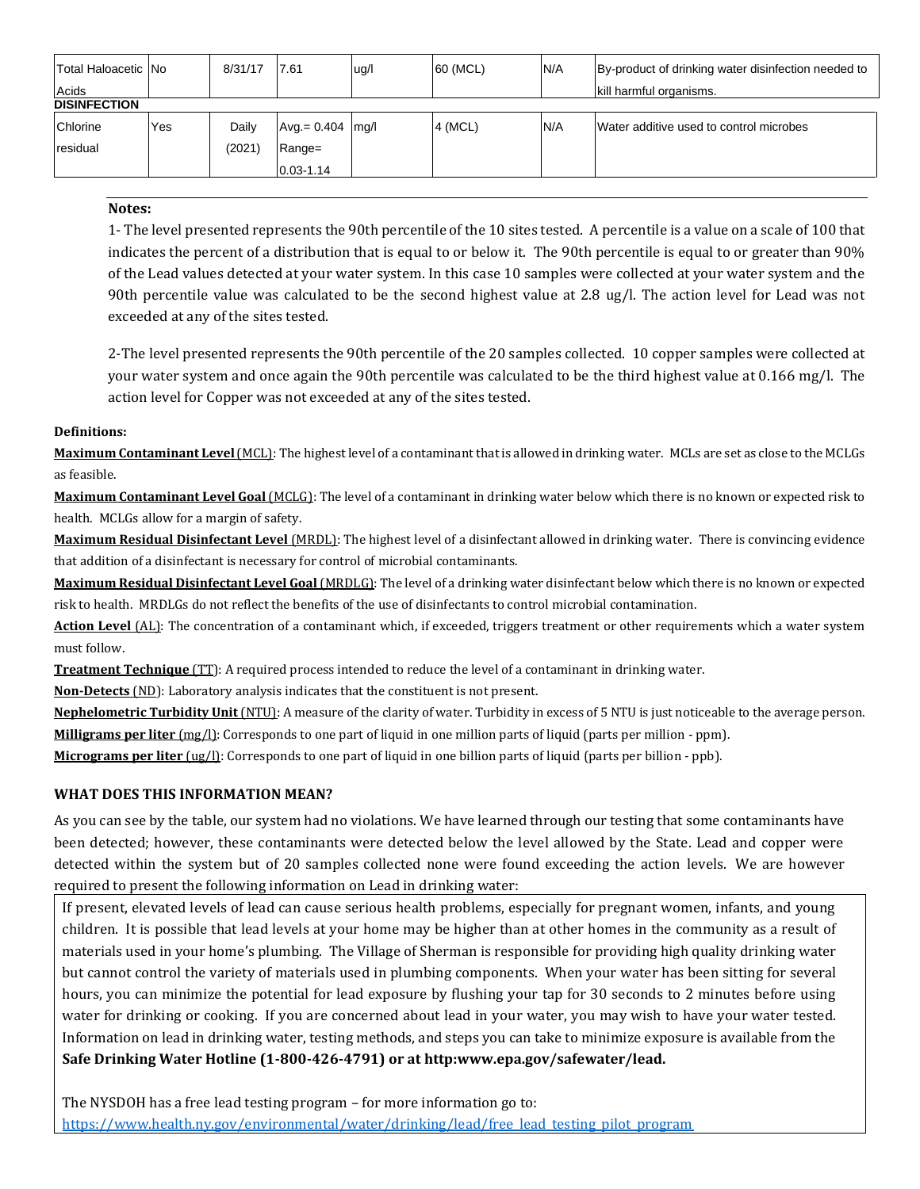| | | | | | | | |
|---|---|---|---|---|---|---|---|
| Total Haloacetic Acids | No | 8/31/17 | 7.61 | ug/l | 60 (MCL) | N/A | By-product of drinking water disinfection needed to kill harmful organisms. |
| **DISINFECTION** | | | | | | | |
| Chlorine residual | Yes | Daily (2021) | Avg.= 0.404 Range= 0.03-1.14 | mg/l | 4 (MCL) | N/A | Water additive used to control microbes |

**Notes:**

1- The level presented represents the 90th percentile of the 10 sites tested. A percentile is a value on a scale of 100 that indicates the percent of a distribution that is equal to or below it. The 90th percentile is equal to or greater than 90% of the Lead values detected at your water system. In this case 10 samples were collected at your water system and the 90th percentile value was calculated to be the second highest value at 2.8 ug/l. The action level for Lead was not exceeded at any of the sites tested.

2-The level presented represents the 90th percentile of the 20 samples collected. 10 copper samples were collected at your water system and once again the 90th percentile was calculated to be the third highest value at 0.166 mg/l. The action level for Copper was not exceeded at any of the sites tested.

**Definitions:**

**Maximum Contaminant Level** (MCL): The highest level of a contaminant that is allowed in drinking water. MCLs are set as close to the MCLGs as feasible.

**Maximum Contaminant Level Goal** (MCLG): The level of a contaminant in drinking water below which there is no known or expected risk to health. MCLGs allow for a margin of safety.

**Maximum Residual Disinfectant Level** (MRDL): The highest level of a disinfectant allowed in drinking water. There is convincing evidence that addition of a disinfectant is necessary for control of microbial contaminants.

**Maximum Residual Disinfectant Level Goal** (MRDLG): The level of a drinking water disinfectant below which there is no known or expected risk to health. MRDLGs do not reflect the benefits of the use of disinfectants to control microbial contamination.

**Action Level** (AL): The concentration of a contaminant which, if exceeded, triggers treatment or other requirements which a water system must follow.

**Treatment Technique** (TT): A required process intended to reduce the level of a contaminant in drinking water.

**Non-Detects** (ND): Laboratory analysis indicates that the constituent is not present.

**Nephelometric Turbidity Unit** (NTU): A measure of the clarity of water. Turbidity in excess of 5 NTU is just noticeable to the average person.

**Milligrams per liter** (mg/l): Corresponds to one part of liquid in one million parts of liquid (parts per million - ppm).

**Micrograms per liter** (ug/l): Corresponds to one part of liquid in one billion parts of liquid (parts per billion - ppb).

**WHAT DOES THIS INFORMATION MEAN?**

As you can see by the table, our system had no violations. We have learned through our testing that some contaminants have been detected; however, these contaminants were detected below the level allowed by the State. Lead and copper were detected within the system but of 20 samples collected none were found exceeding the action levels. We are however required to present the following information on Lead in drinking water:

If present, elevated levels of lead can cause serious health problems, especially for pregnant women, infants, and young children. It is possible that lead levels at your home may be higher than at other homes in the community as a result of materials used in your home's plumbing. The Village of Sherman is responsible for providing high quality drinking water but cannot control the variety of materials used in plumbing components. When your water has been sitting for several hours, you can minimize the potential for lead exposure by flushing your tap for 30 seconds to 2 minutes before using water for drinking or cooking. If you are concerned about lead in your water, you may wish to have your water tested. Information on lead in drinking water, testing methods, and steps you can take to minimize exposure is available from the **Safe Drinking Water Hotline (1-800-426-4791) or at http:www.epa.gov/safewater/lead.**

The NYSDOH has a free lead testing program – for more information go to: https://www.health.ny.gov/environmental/water/drinking/lead/free_lead_testing_pilot_program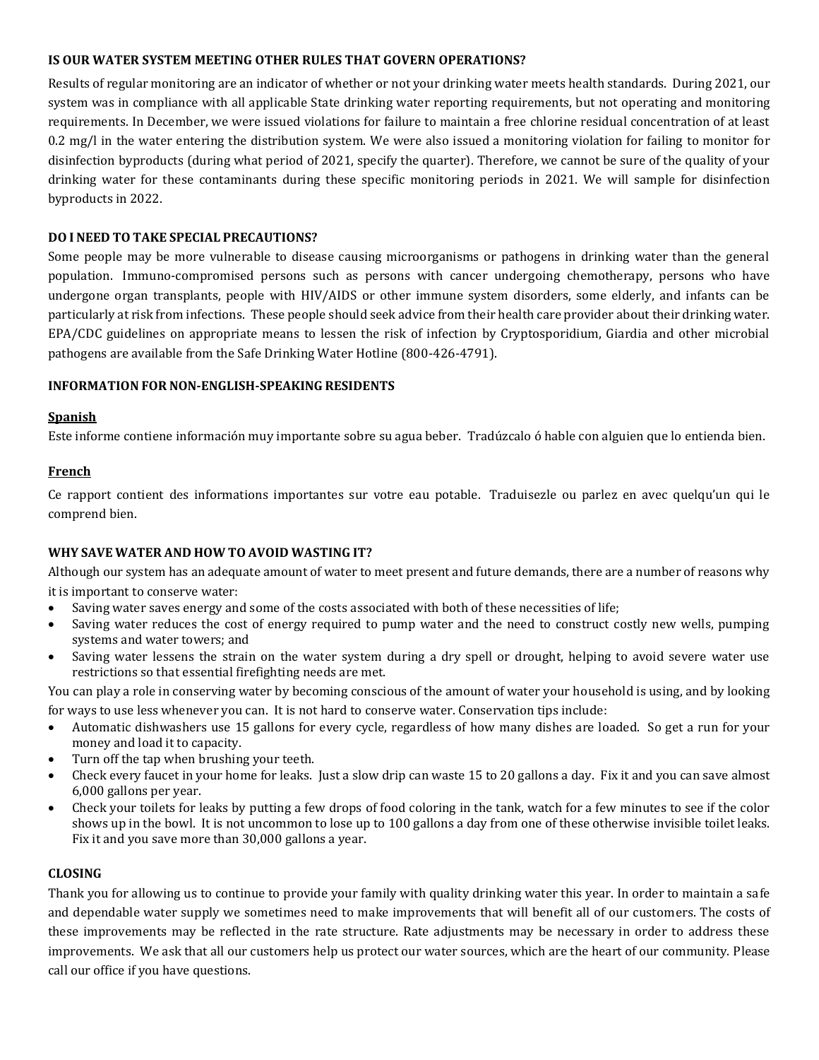**IS OUR WATER SYSTEM MEETING OTHER RULES THAT GOVERN OPERATIONS?**

Results of regular monitoring are an indicator of whether or not your drinking water meets health standards. During 2021, our system was in compliance with all applicable State drinking water reporting requirements, but not operating and monitoring requirements. In December, we were issued violations for failure to maintain a free chlorine residual concentration of at least 0.2 mg/l in the water entering the distribution system. We were also issued a monitoring violation for failing to monitor for disinfection byproducts (during what period of 2021, specify the quarter). Therefore, we cannot be sure of the quality of your drinking water for these contaminants during these specific monitoring periods in 2021. We will sample for disinfection byproducts in 2022.

**DO I NEED TO TAKE SPECIAL PRECAUTIONS?**

Some people may be more vulnerable to disease causing microorganisms or pathogens in drinking water than the general population. Immuno-compromised persons such as persons with cancer undergoing chemotherapy, persons who have undergone organ transplants, people with HIV/AIDS or other immune system disorders, some elderly, and infants can be particularly at risk from infections. These people should seek advice from their health care provider about their drinking water. EPA/CDC guidelines on appropriate means to lessen the risk of infection by Cryptosporidium, Giardia and other microbial pathogens are available from the Safe Drinking Water Hotline (800-426-4791).

**INFORMATION FOR NON-ENGLISH-SPEAKING RESIDENTS**

**Spanish**

Este informe contiene información muy importante sobre su agua beber. Tradúzcalo ó hable con alguien que lo entienda bien.

**French**

Ce rapport contient des informations importantes sur votre eau potable. Traduisezle ou parlez en avec quelqu'un qui le comprend bien.

**WHY SAVE WATER AND HOW TO AVOID WASTING IT?**

Although our system has an adequate amount of water to meet present and future demands, there are a number of reasons why it is important to conserve water:

- Saving water saves energy and some of the costs associated with both of these necessities of life;
- Saving water reduces the cost of energy required to pump water and the need to construct costly new wells, pumping systems and water towers; and
- Saving water lessens the strain on the water system during a dry spell or drought, helping to avoid severe water use restrictions so that essential firefighting needs are met.

You can play a role in conserving water by becoming conscious of the amount of water your household is using, and by looking for ways to use less whenever you can. It is not hard to conserve water. Conservation tips include:

- Automatic dishwashers use 15 gallons for every cycle, regardless of how many dishes are loaded. So get a run for your money and load it to capacity.
- Turn off the tap when brushing your teeth.
- Check every faucet in your home for leaks. Just a slow drip can waste 15 to 20 gallons a day. Fix it and you can save almost 6,000 gallons per year.
- Check your toilets for leaks by putting a few drops of food coloring in the tank, watch for a few minutes to see if the color shows up in the bowl. It is not uncommon to lose up to 100 gallons a day from one of these otherwise invisible toilet leaks. Fix it and you save more than 30,000 gallons a year.

**CLOSING**

Thank you for allowing us to continue to provide your family with quality drinking water this year. In order to maintain a safe and dependable water supply we sometimes need to make improvements that will benefit all of our customers. The costs of these improvements may be reflected in the rate structure. Rate adjustments may be necessary in order to address these improvements. We ask that all our customers help us protect our water sources, which are the heart of our community. Please call our office if you have questions.